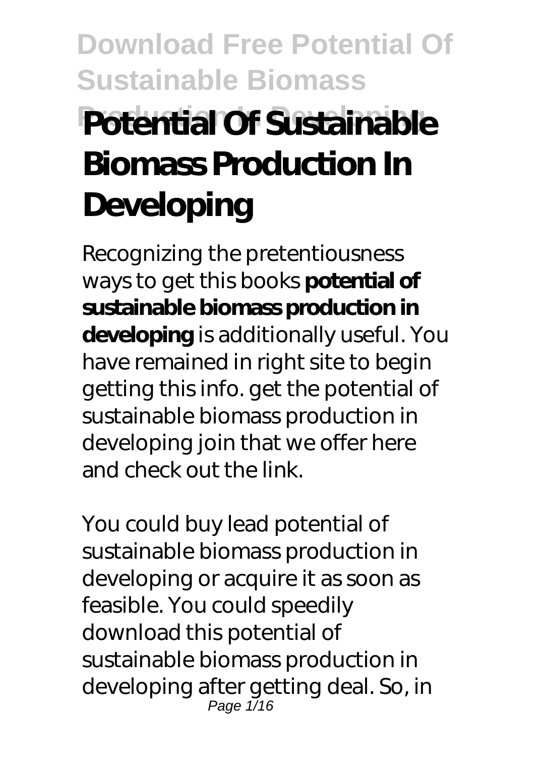# Potential Of Sustainable Biomass Production In Developing

Recognizing the pretentiousness ways to get this books **potential of sustainable biomass production in developing** is additionally useful. You have remained in right site to begin getting this info. get the potential of sustainable biomass production in developing join that we offer here and check out the link.

You could buy lead potential of sustainable biomass production in developing or acquire it as soon as feasible. You could speedily download this potential of sustainable biomass production in developing after getting deal. So, in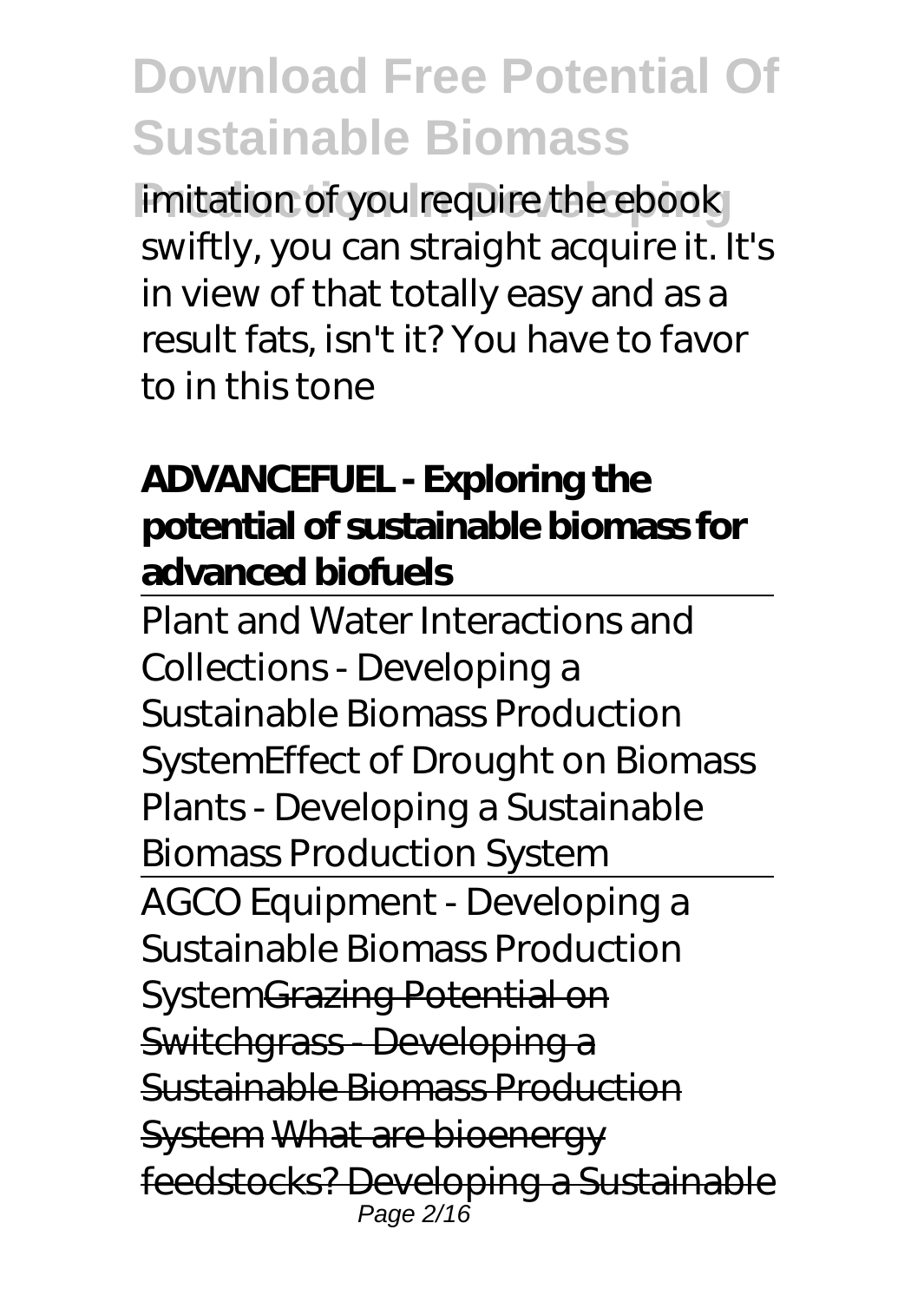imitation of you require the ebook swiftly, you can straight acquire it. It's in view of that totally easy and as a result fats, isn't it? You have to favor to in this tone

**ADVANCEFUEL - Exploring the potential of sustainable biomass for advanced biofuels**

Plant and Water Interactions and Collections - Developing a Sustainable Biomass Production SystemEffect of Drought on Biomass Plants - Developing a Sustainable Biomass Production System

AGCO Equipment - Developing a Sustainable Biomass Production SystemGrazing Potential on Switchgrass - Developing a Sustainable Biomass Production System What are bioenergy feedstocks? Developing a Sustainable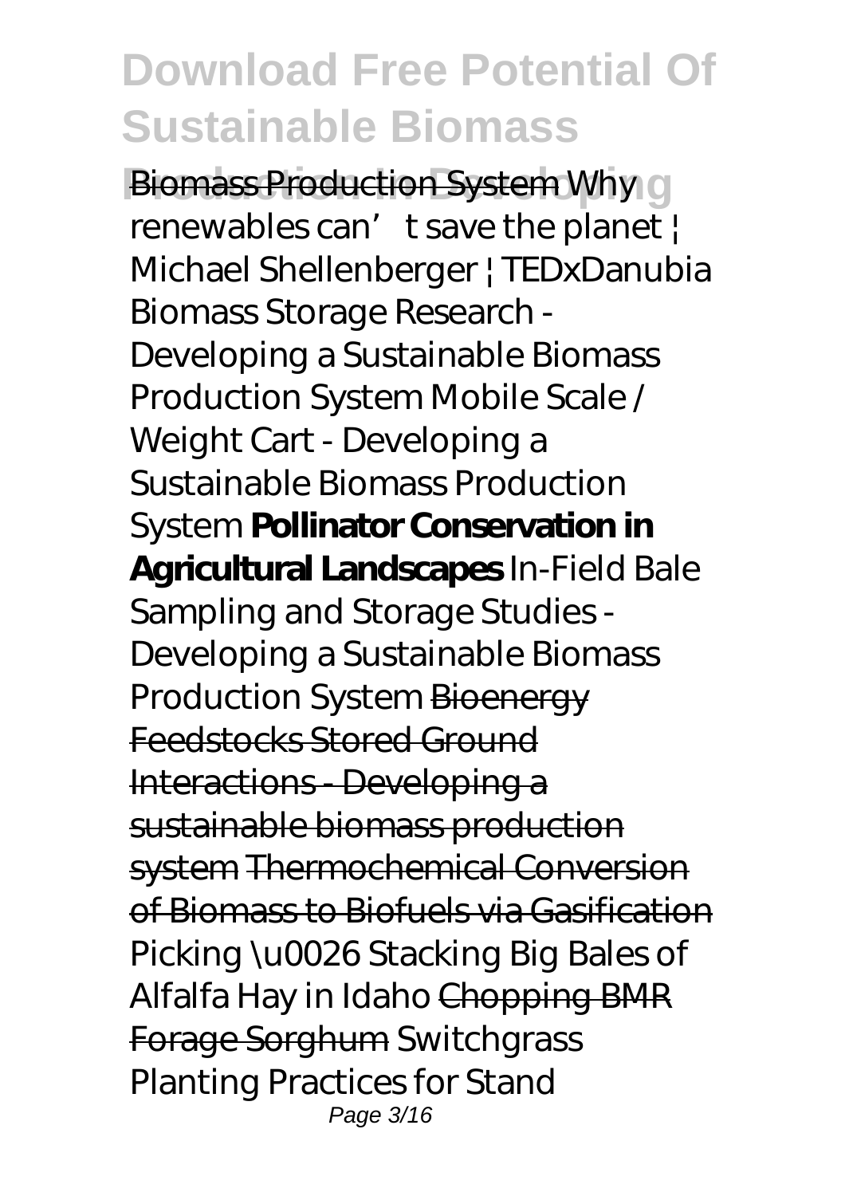Biomass Production System *Why renewables can't save the planet | Michael Shellenberger | TEDxDanubia* Biomass Storage Research - Developing a Sustainable Biomass Production System *Mobile Scale / Weight Cart - Developing a Sustainable Biomass Production System* **Pollinator Conservation in Agricultural Landscapes** *In-Field Bale Sampling and Storage Studies - Developing a Sustainable Biomass Production System* Bioenergy Feedstocks Stored Ground Interactions - Developing a sustainable biomass production system Thermochemical Conversion of Biomass to Biofuels via Gasification *Picking \u0026 Stacking Big Bales of Alfalfa Hay in Idaho* Chopping BMR Forage Sorghum *Switchgrass Planting Practices for Stand*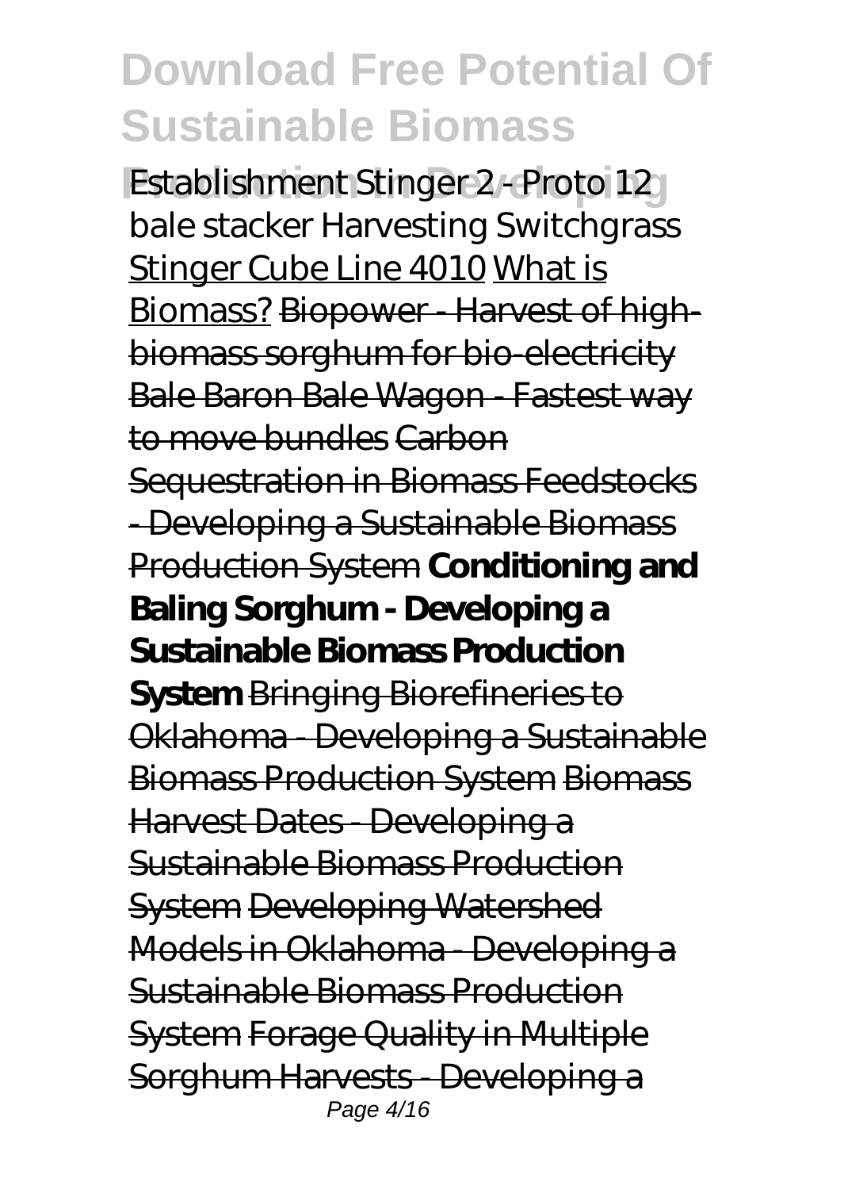*Establishment Stinger 2 - Proto 12 bale stacker Harvesting Switchgrass* Stinger Cube Line 4010 What is Biomass? ~~Biopower - Harvest of high-biomass sorghum for bio-electricity~~ ~~Bale Baron Bale Wagon - Fastest way to move bundles~~ ~~Carbon Sequestration in Biomass Feedstocks - Developing a Sustainable Biomass Production System~~ **Conditioning and Baling Sorghum - Developing a Sustainable Biomass Production System** ~~Bringing Biorefineries to Oklahoma - Developing a Sustainable Biomass Production System~~ ~~Biomass Harvest Dates - Developing a Sustainable Biomass Production System~~ ~~Developing Watershed Models in Oklahoma - Developing a Sustainable Biomass Production System~~ ~~Forage Quality in Multiple Sorghum Harvests - Developing a~~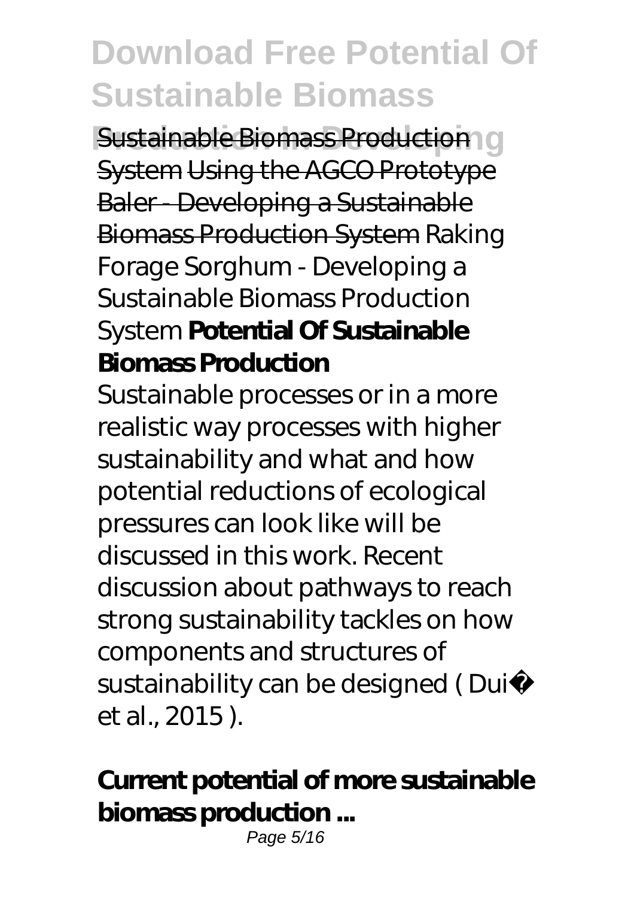Sustainable Biomass Production System Using the AGCO Prototype Baler - Developing a Sustainable Biomass Production System *Raking Forage Sorghum - Developing a Sustainable Biomass Production System* **Potential Of Sustainable Biomass Production**

Sustainable processes or in a more realistic way processes with higher sustainability and what and how potential reductions of ecological pressures can look like will be discussed in this work. Recent discussion about pathways to reach strong sustainability tackles on how components and structures of sustainability can be designed ( Dui� et al., 2015 ).

**Current potential of more sustainable biomass production ...**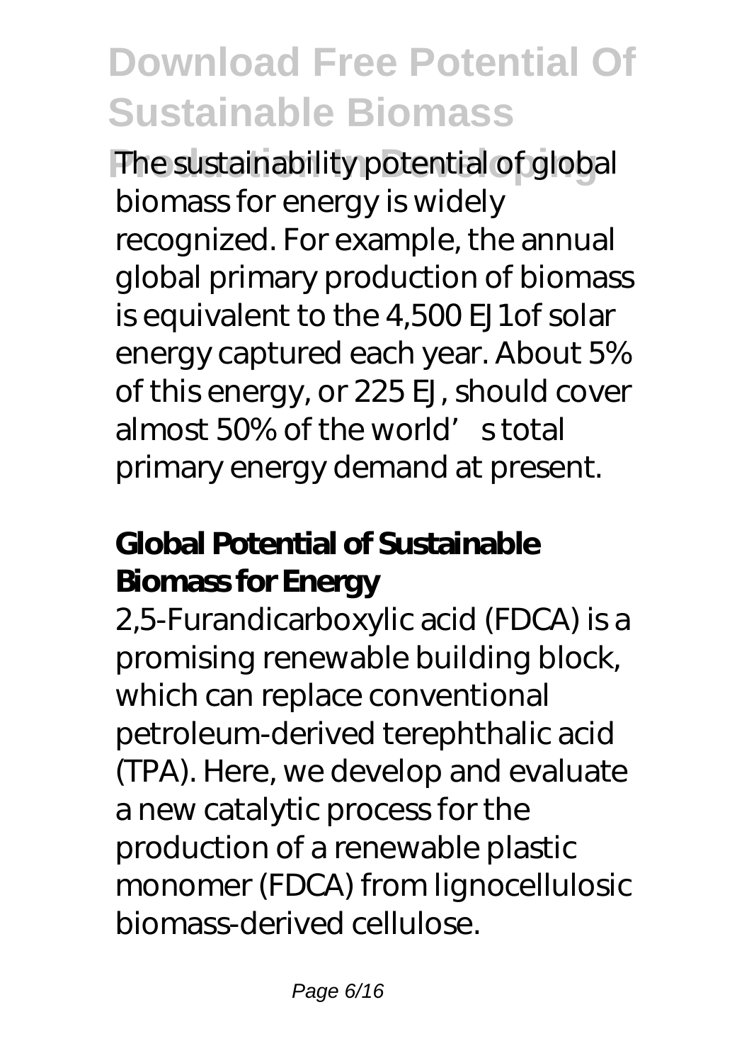The sustainability potential of global biomass for energy is widely recognized. For example, the annual global primary production of biomass is equivalent to the 4,500 EJ1of solar energy captured each year. About 5% of this energy, or 225 EJ, should cover almost 50% of the world' s total primary energy demand at present.

## Global Potential of Sustainable Biomass for Energy

2,5-Furandicarboxylic acid (FDCA) is a promising renewable building block, which can replace conventional petroleum-derived terephthalic acid (TPA). Here, we develop and evaluate a new catalytic process for the production of a renewable plastic monomer (FDCA) from lignocellulosic biomass-derived cellulose.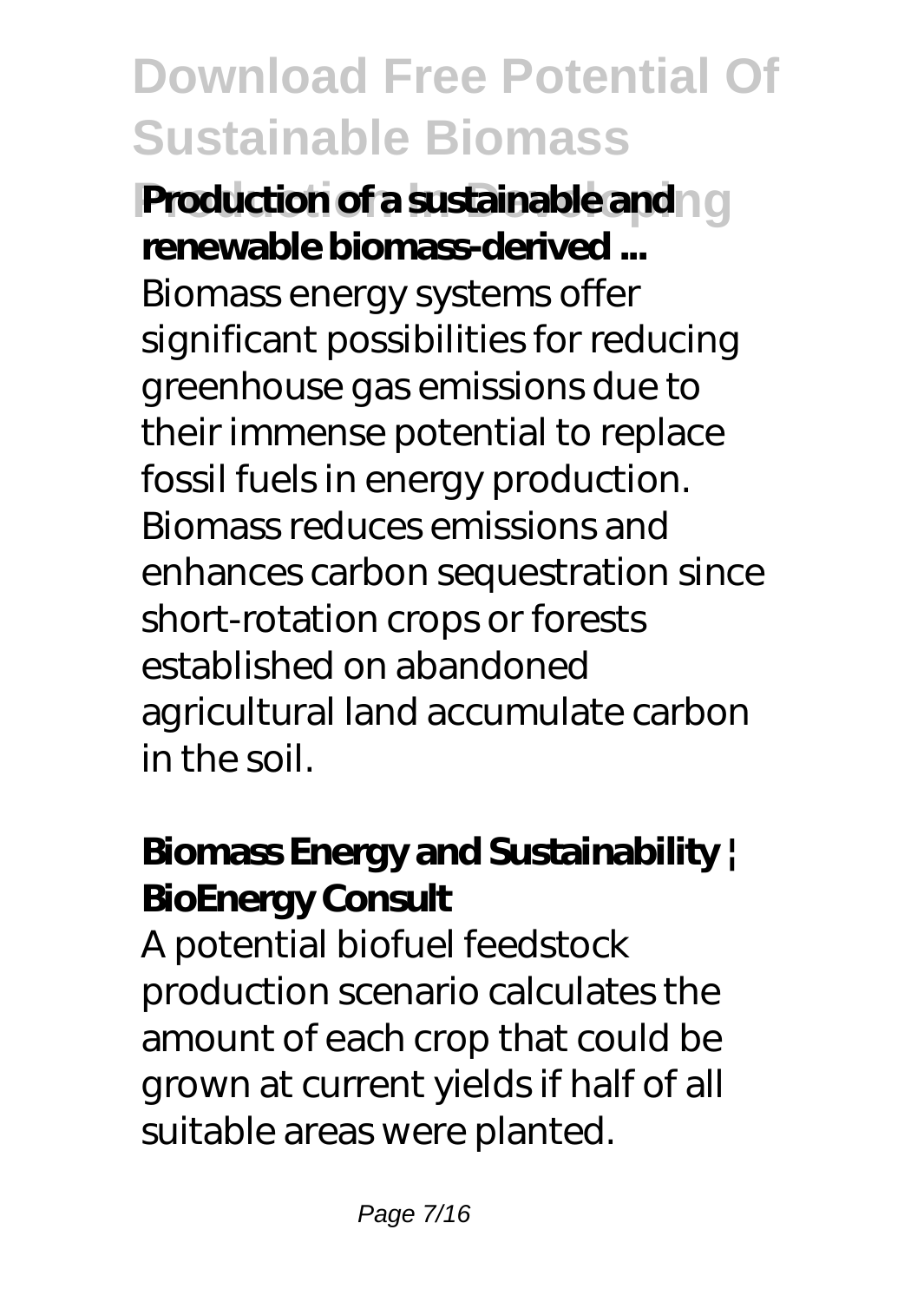**Production of a sustainable and renewable biomass-derived ...**

Biomass energy systems offer significant possibilities for reducing greenhouse gas emissions due to their immense potential to replace fossil fuels in energy production. Biomass reduces emissions and enhances carbon sequestration since short-rotation crops or forests established on abandoned agricultural land accumulate carbon in the soil.

**Biomass Energy and Sustainability | BioEnergy Consult**

A potential biofuel feedstock production scenario calculates the amount of each crop that could be grown at current yields if half of all suitable areas were planted.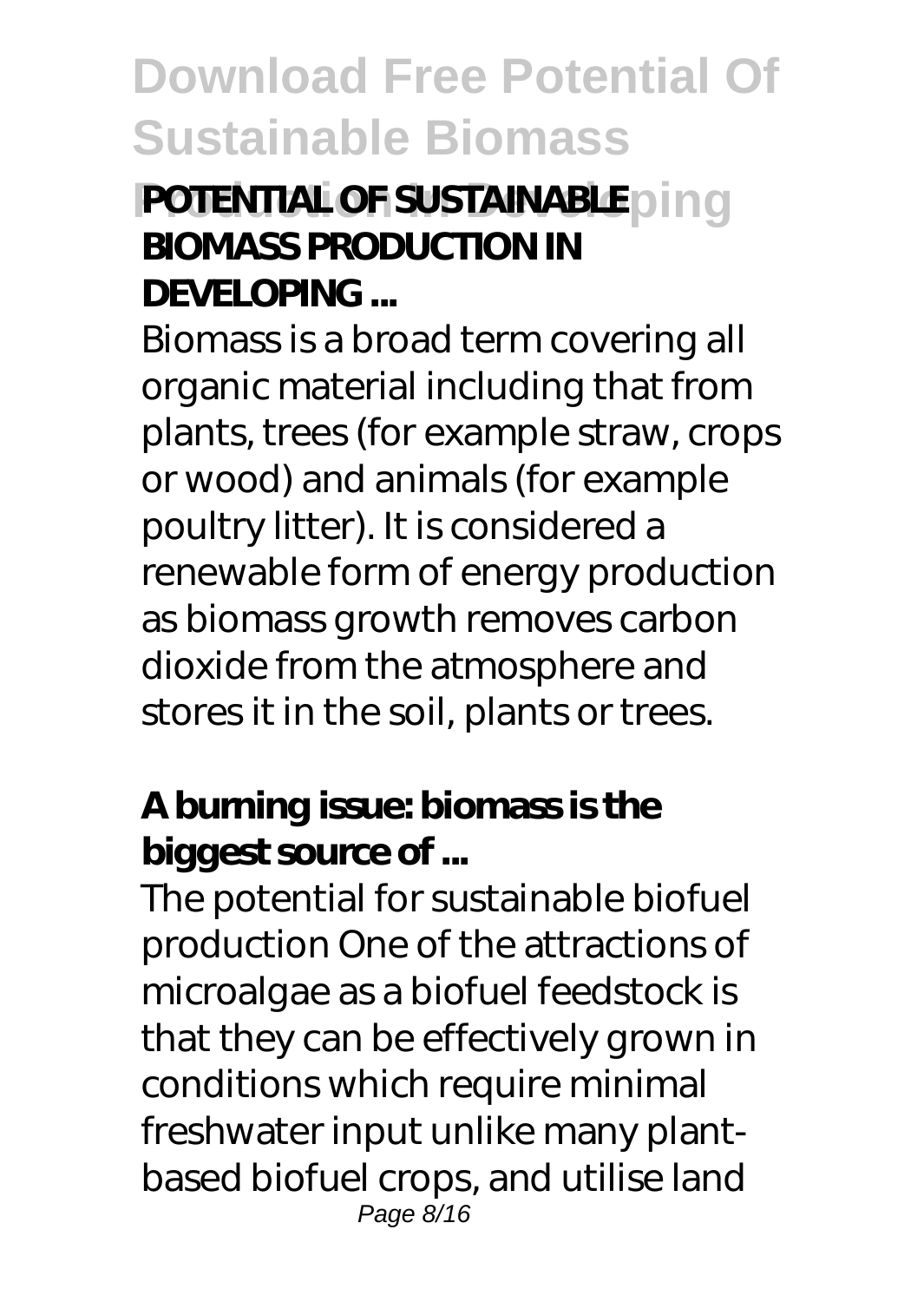**POTENTIAL OF SUSTAINABLE BIOMASS PRODUCTION IN DEVELOPING ...**

Biomass is a broad term covering all organic material including that from plants, trees (for example straw, crops or wood) and animals (for example poultry litter). It is considered a renewable form of energy production as biomass growth removes carbon dioxide from the atmosphere and stores it in the soil, plants or trees.

**A burning issue: biomass is the biggest source of ...**

The potential for sustainable biofuel production One of the attractions of microalgae as a biofuel feedstock is that they can be effectively grown in conditions which require minimal freshwater input unlike many plant-based biofuel crops, and utilise land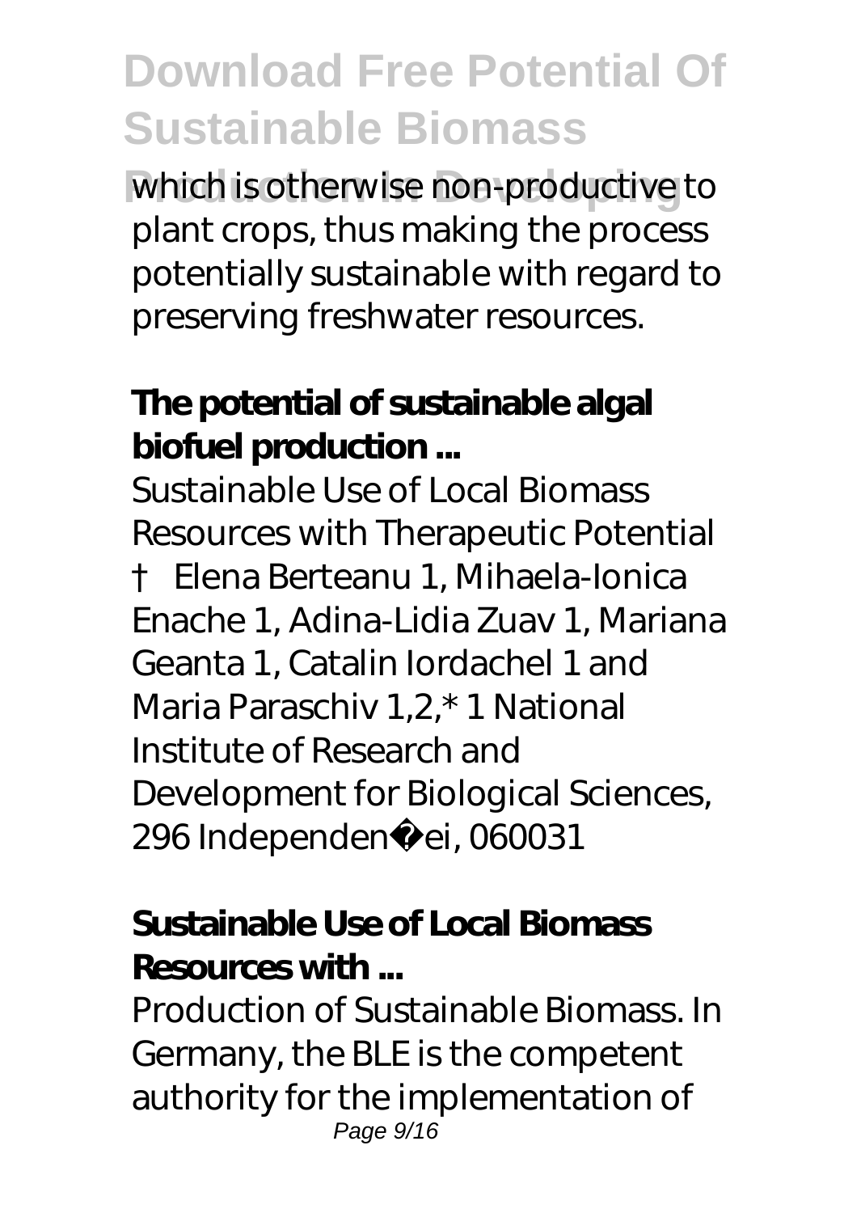which is otherwise non-productive to plant crops, thus making the process potentially sustainable with regard to preserving freshwater resources.

**The potential of sustainable algal biofuel production ...**

Sustainable Use of Local Biomass Resources with Therapeutic Potential † Elena Berteanu 1, Mihaela-Ionica Enache 1, Adina-Lidia Zuav 1, Mariana Geanta 1, Catalin Iordachel 1 and Maria Paraschiv 1,2,* 1 National Institute of Research and Development for Biological Sciences, 296 Independen ei, 060031

**Sustainable Use of Local Biomass Resources with ...**

Production of Sustainable Biomass. In Germany, the BLE is the competent authority for the implementation of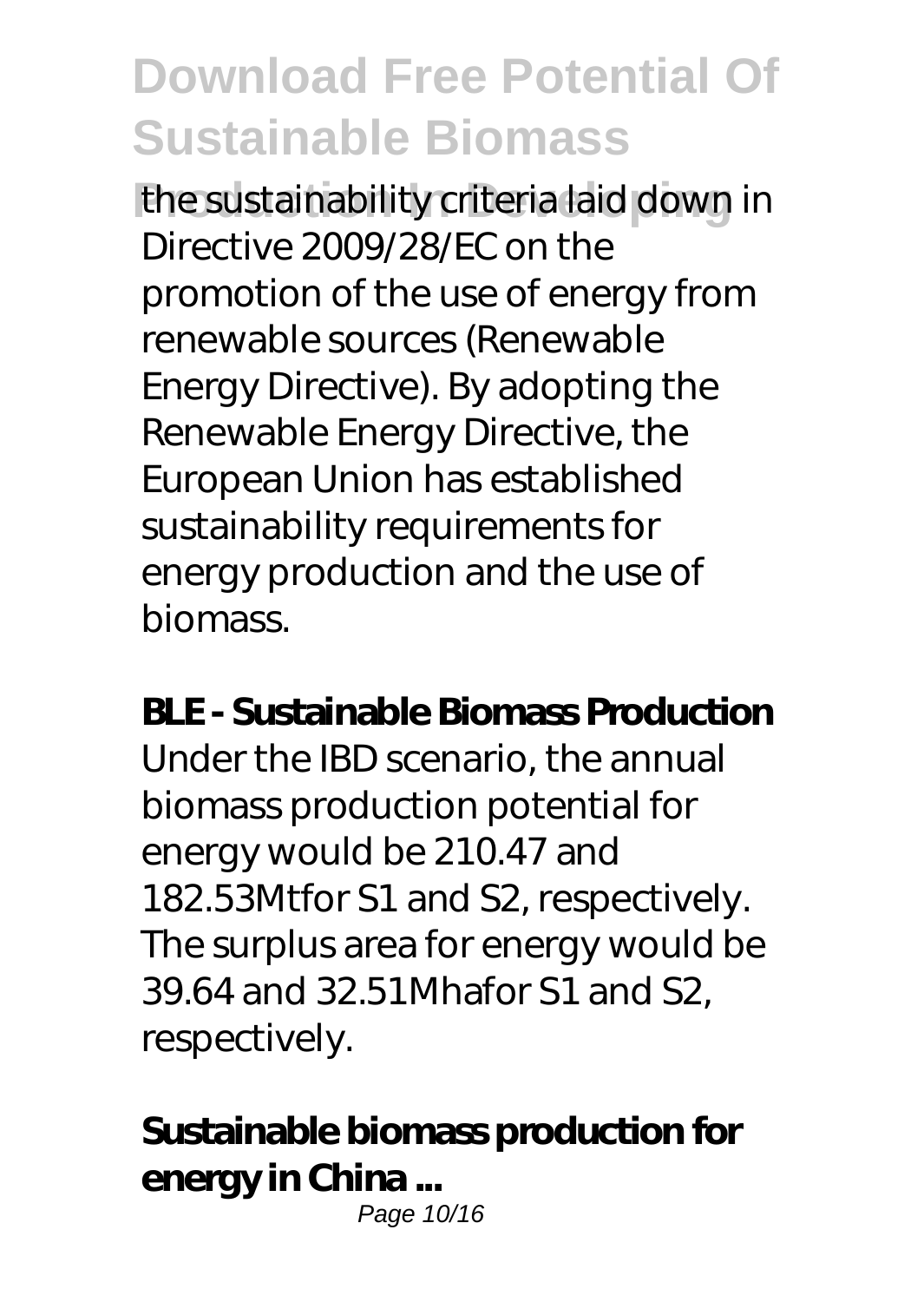the sustainability criteria laid down in Directive 2009/28/EC on the promotion of the use of energy from renewable sources (Renewable Energy Directive). By adopting the Renewable Energy Directive, the European Union has established sustainability requirements for energy production and the use of biomass.

**BLE - Sustainable Biomass Production**

Under the IBD scenario, the annual biomass production potential for energy would be 210.47 and 182.53Mtfor S1 and S2, respectively. The surplus area for energy would be 39.64 and 32.51Mhafor S1 and S2, respectively.

**Sustainable biomass production for energy in China ...**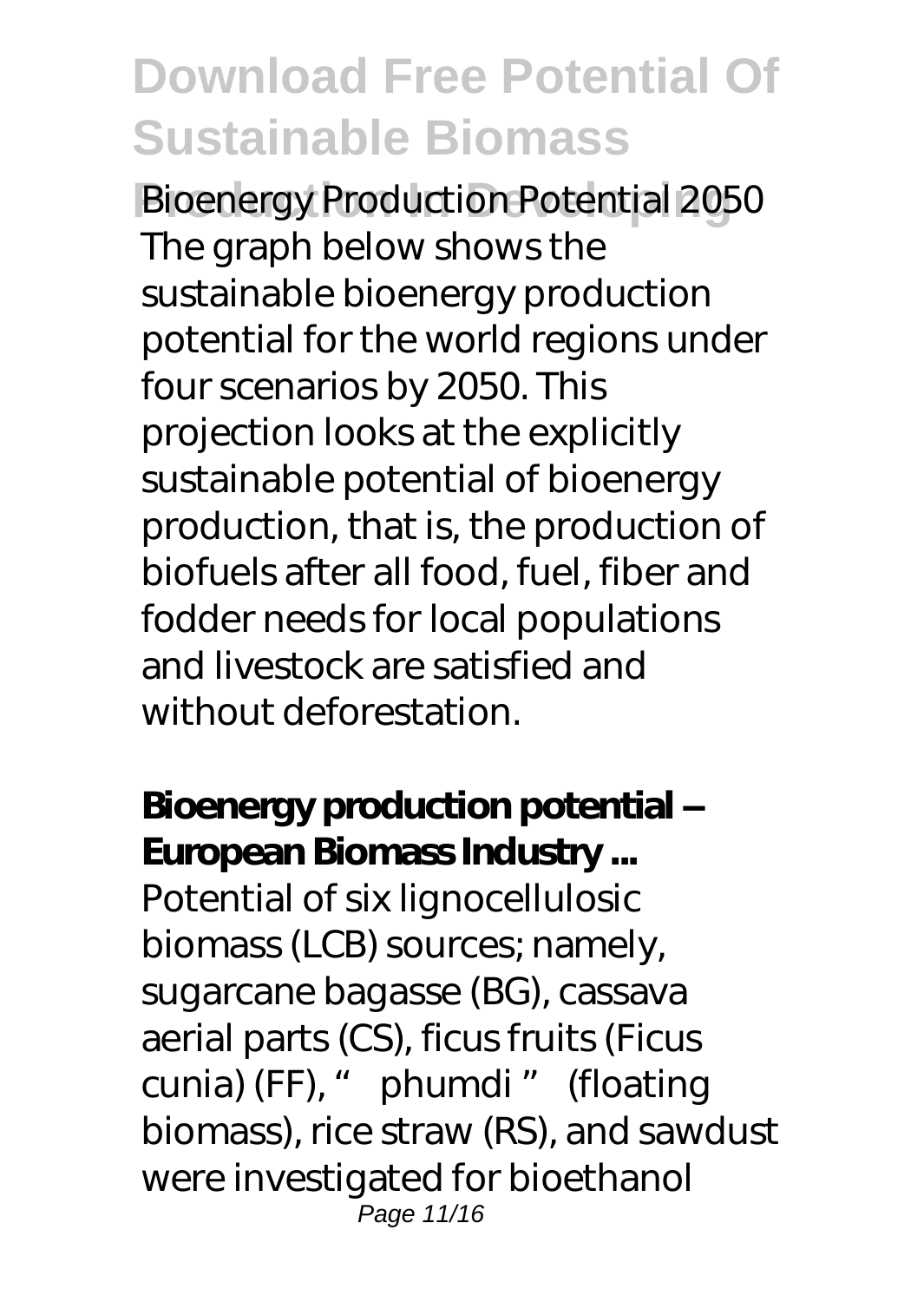**Bioenergy Production Potential 2050**
The graph below shows the sustainable bioenergy production potential for the world regions under four scenarios by 2050. This projection looks at the explicitly sustainable potential of bioenergy production, that is, the production of biofuels after all food, fuel, fiber and fodder needs for local populations and livestock are satisfied and without deforestation.

**Bioenergy production potential – European Biomass Industry ...**
Potential of six lignocellulosic biomass (LCB) sources; namely, sugarcane bagasse (BG), cassava aerial parts (CS), ficus fruits (Ficus cunia) (FF), " phumdi " (floating biomass), rice straw (RS), and sawdust were investigated for bioethanol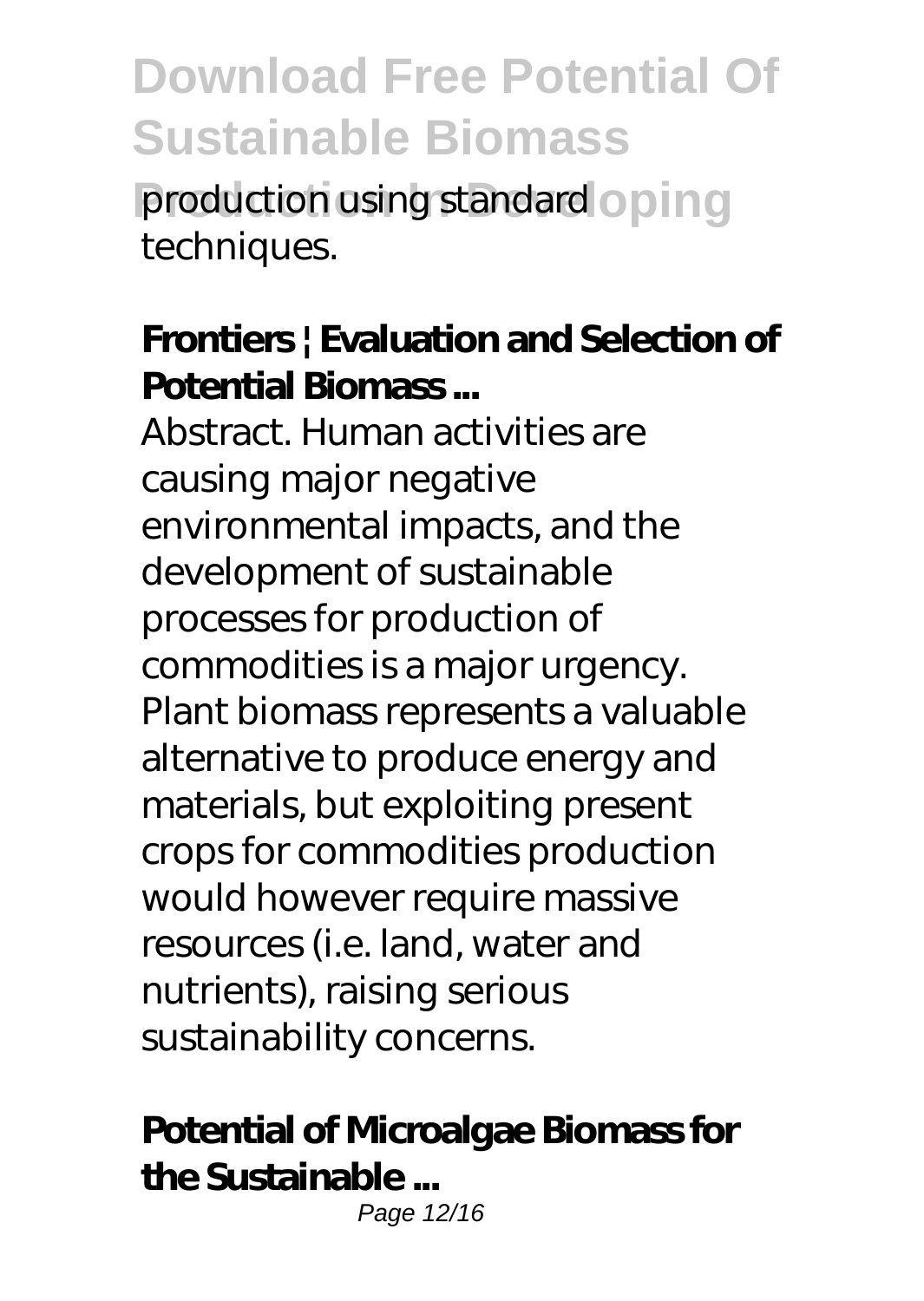production using standard techniques.

**Frontiers | Evaluation and Selection of Potential Biomass ...**

Abstract. Human activities are causing major negative environmental impacts, and the development of sustainable processes for production of commodities is a major urgency. Plant biomass represents a valuable alternative to produce energy and materials, but exploiting present crops for commodities production would however require massive resources (i.e. land, water and nutrients), raising serious sustainability concerns.

**Potential of Microalgae Biomass for the Sustainable ...**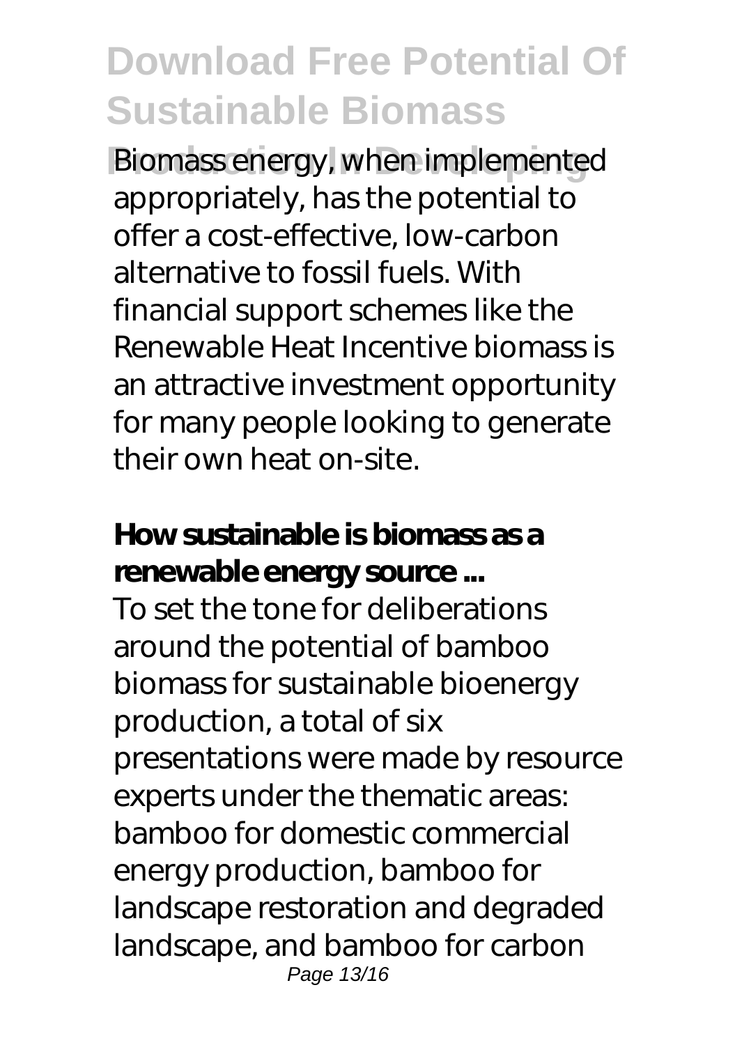Biomass energy, when implemented appropriately, has the potential to offer a cost-effective, low-carbon alternative to fossil fuels. With financial support schemes like the Renewable Heat Incentive biomass is an attractive investment opportunity for many people looking to generate their own heat on-site.

**How sustainable is biomass as a renewable energy source ...**

To set the tone for deliberations around the potential of bamboo biomass for sustainable bioenergy production, a total of six presentations were made by resource experts under the thematic areas: bamboo for domestic commercial energy production, bamboo for landscape restoration and degraded landscape, and bamboo for carbon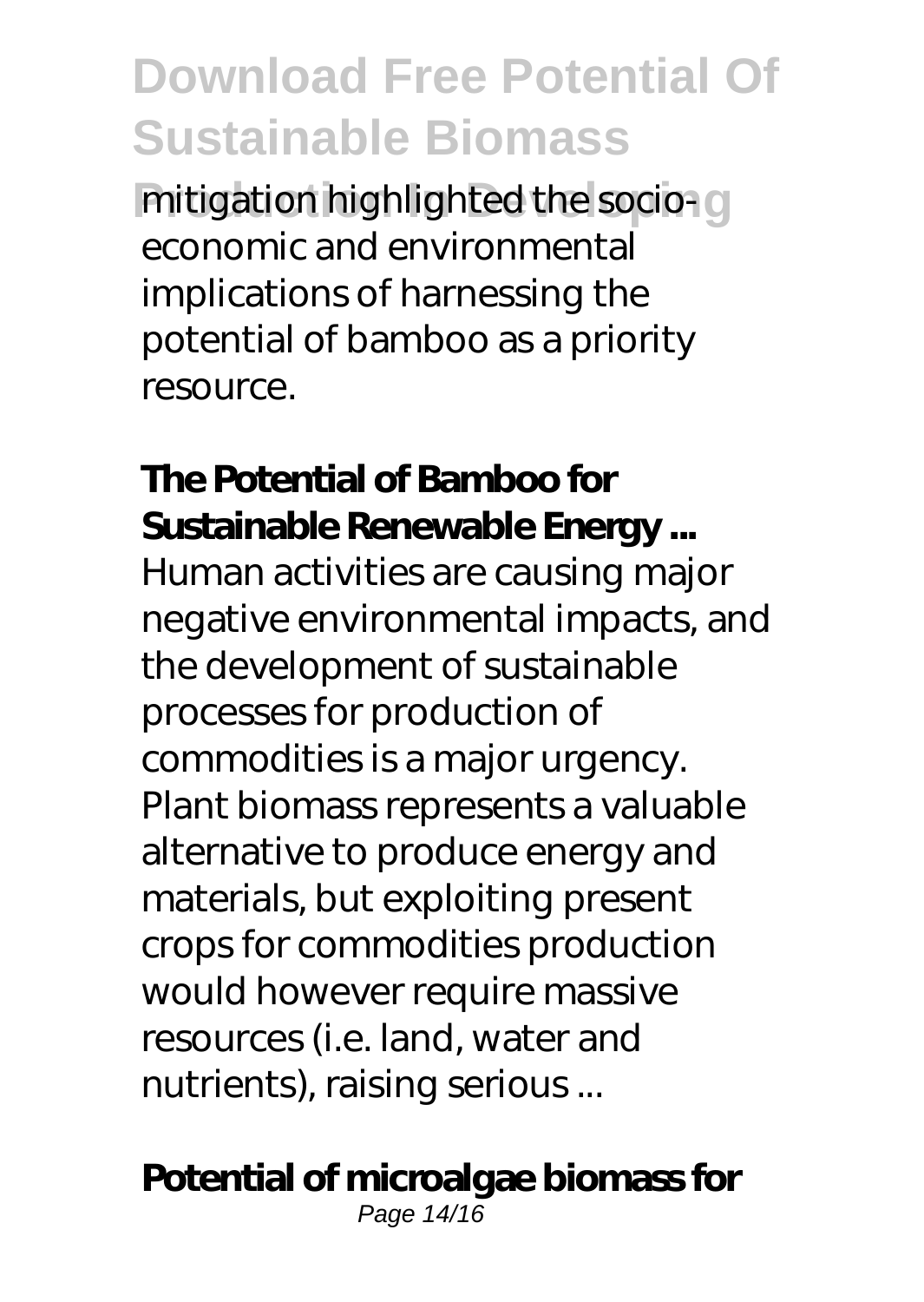mitigation highlighted the socio-economic and environmental implications of harnessing the potential of bamboo as a priority resource.

**The Potential of Bamboo for Sustainable Renewable Energy ...**

Human activities are causing major negative environmental impacts, and the development of sustainable processes for production of commodities is a major urgency. Plant biomass represents a valuable alternative to produce energy and materials, but exploiting present crops for commodities production would however require massive resources (i.e. land, water and nutrients), raising serious ...

**Potential of microalgae biomass for**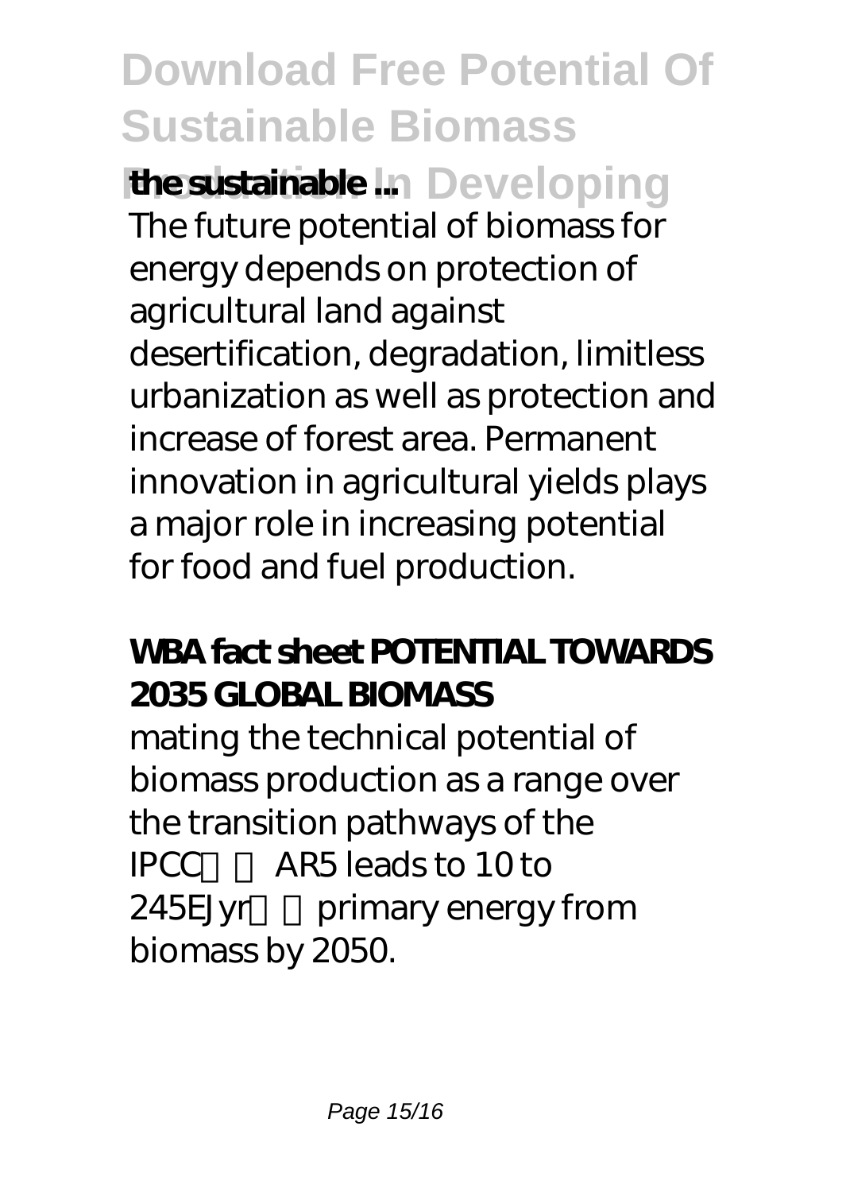**the sustainable ...**

The future potential of biomass for energy depends on protection of agricultural land against desertification, degradation, limitless urbanization as well as protection and increase of forest area. Permanent innovation in agricultural yields plays a major role in increasing potential for food and fuel production.

**WBA fact sheet POTENTIAL TOWARDS 2035 GLOBAL BIOMASS**

mating the technical potential of biomass production as a range over the transition pathways of the IPCC AR5 leads to 10 to 245EJyr primary energy from biomass by 2050.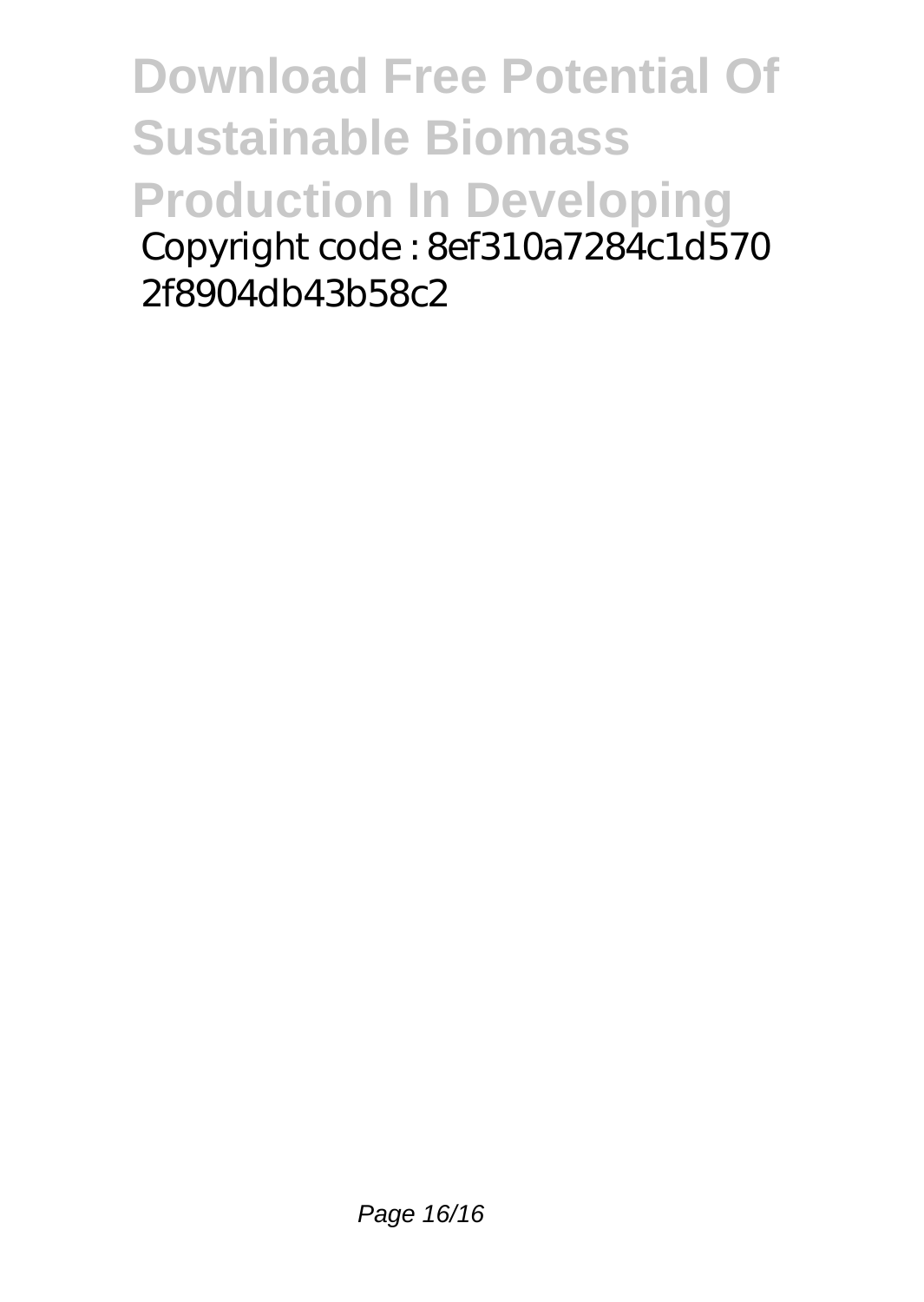Copyright code : 8ef310a7284c1d570 2f8904db43b58c2